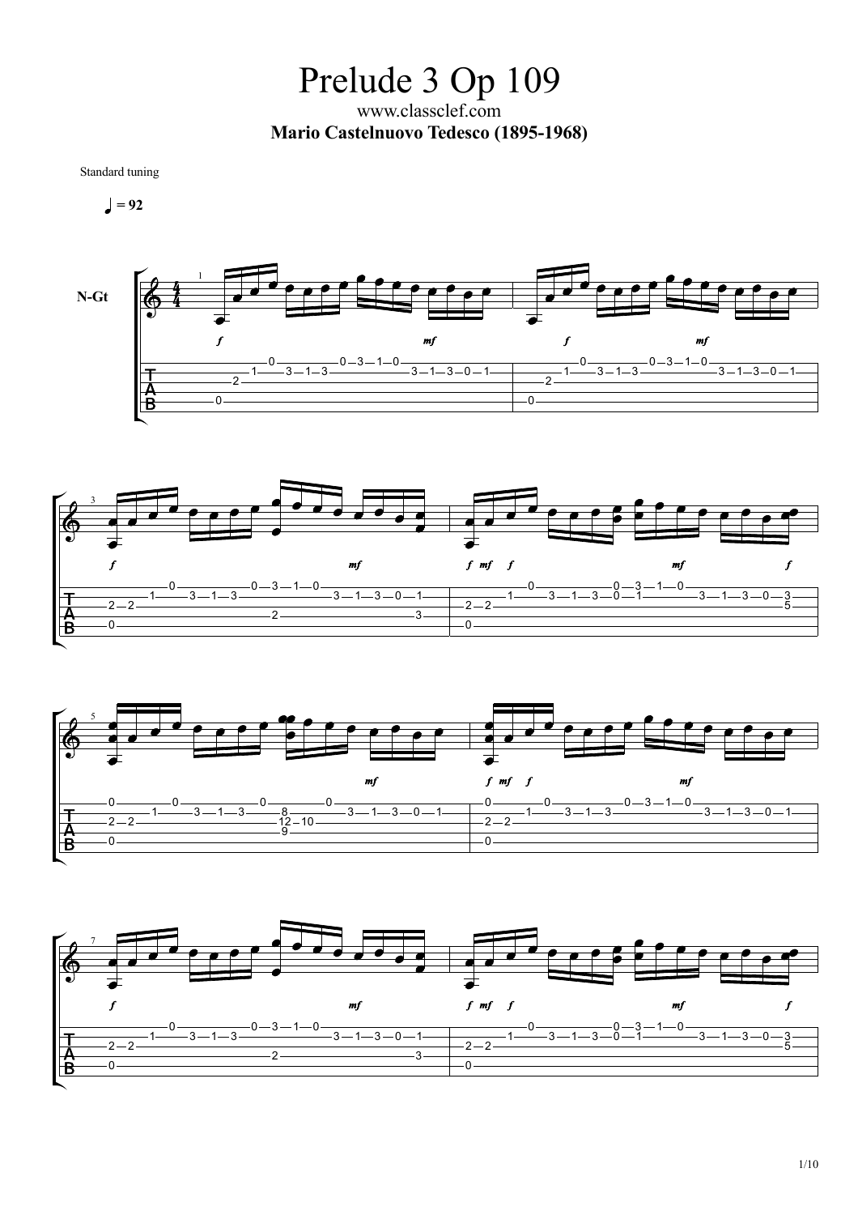# Prelude 3 Op 109

www.classclef.com

**Mario Castelnuovo Tedesco (1895-1968)**

Standard tuning

♩ = 92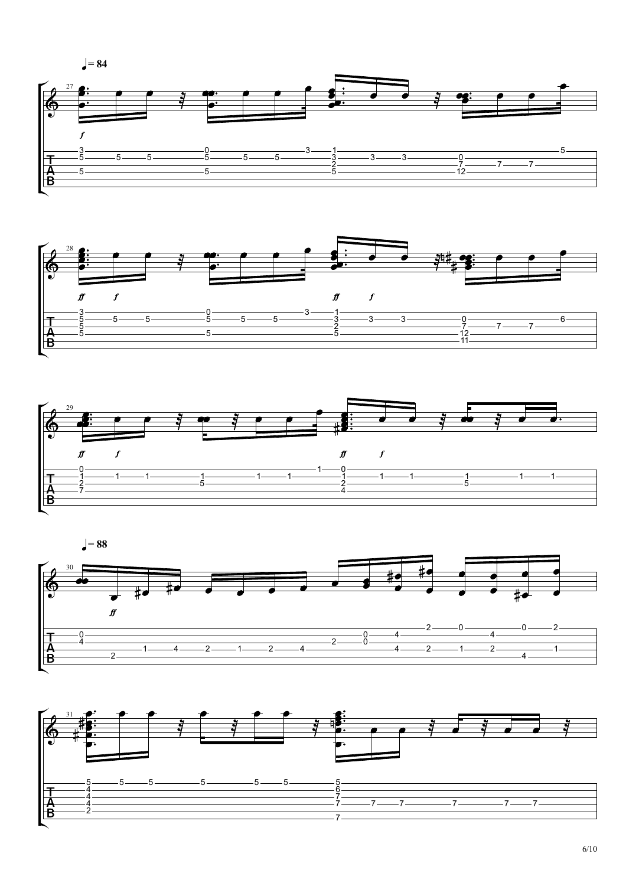♩= 84

♩= 88